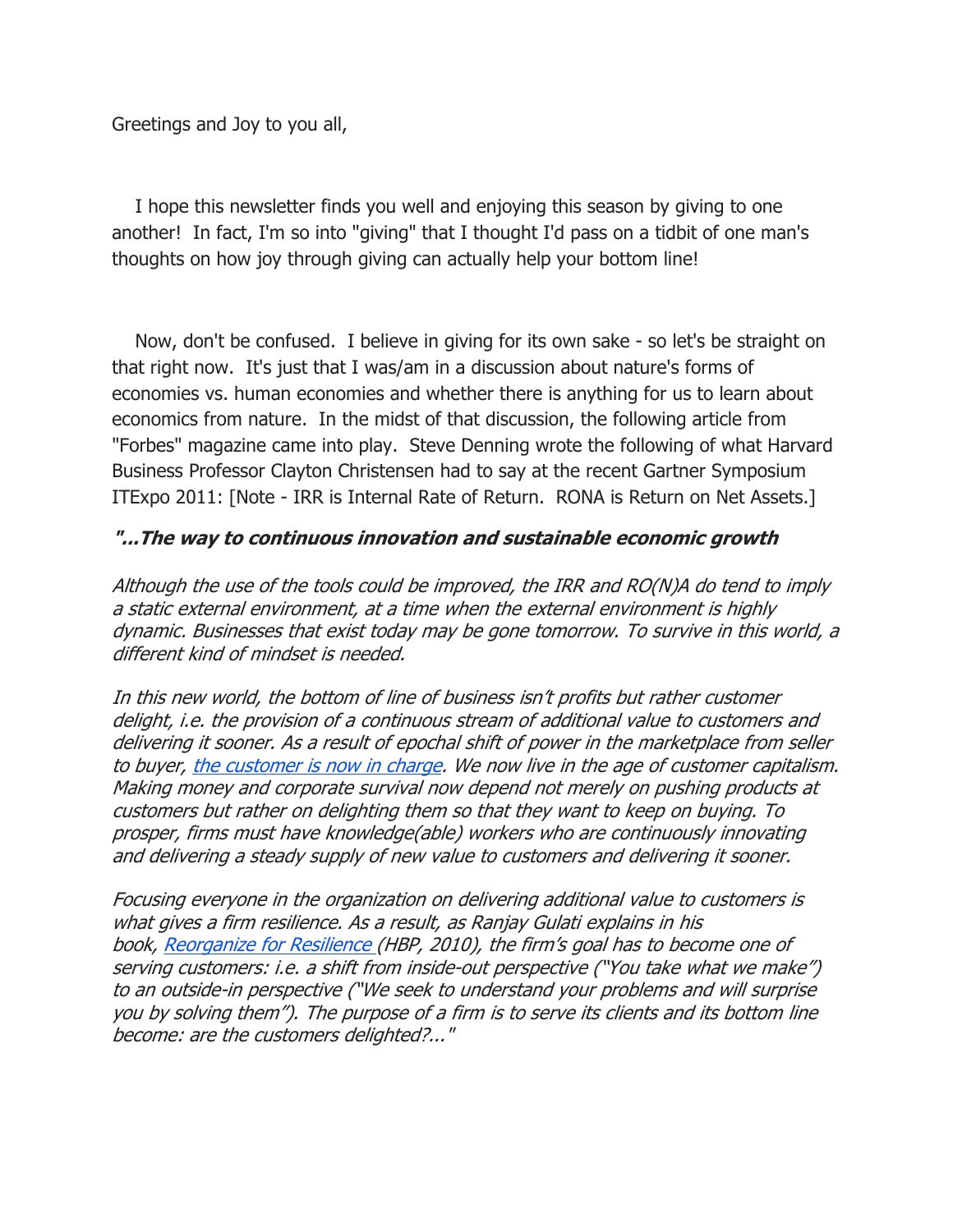Greetings and Joy to you all,

I hope this newsletter finds you well and enjoying this season by giving to one another! In fact, I'm so into "giving" that I thought I'd pass on a tidbit of one man's thoughts on how joy through giving can actually help your bottom line!

Now, don't be confused. I believe in giving for its own sake - so let's be straight on that right now. It's just that I was/am in a discussion about nature's forms of economies vs. human economies and whether there is anything for us to learn about economics from nature. In the midst of that discussion, the following article from "Forbes" magazine came into play. Steve Denning wrote the following of what Harvard Business Professor Clayton Christensen had to say at the recent Gartner Symposium ITExpo 2011: [Note - IRR is Internal Rate of Return. RONA is Return on Net Assets.]

***"...The way to continuous innovation and sustainable economic growth***

*Although the use of the tools could be improved, the IRR and RO(N)A do tend to imply a static external environment, at a time when the external environment is highly dynamic. Businesses that exist today may be gone tomorrow. To survive in this world, a different kind of mindset is needed.*

*In this new world, the bottom of line of business isn't profits but rather customer delight, i.e. the provision of a continuous stream of additional value to customers and delivering it sooner. As a result of epochal shift of power in the marketplace from seller to buyer, [the customer is now in charge](). We now live in the age of customer capitalism. Making money and corporate survival now depend not merely on pushing products at customers but rather on delighting them so that they want to keep on buying. To prosper, firms must have knowledge(able) workers who are continuously innovating and delivering a steady supply of new value to customers and delivering it sooner.*

*Focusing everyone in the organization on delivering additional value to customers is what gives a firm resilience. As a result, as Ranjay Gulati explains in his book, [Reorganize for Resilience]() (HBP, 2010), the firm's goal has to become one of serving customers: i.e. a shift from inside-out perspective ("You take what we make") to an outside-in perspective ("We seek to understand your problems and will surprise you by solving them"). The purpose of a firm is to serve its clients and its bottom line become: are the customers delighted?..."*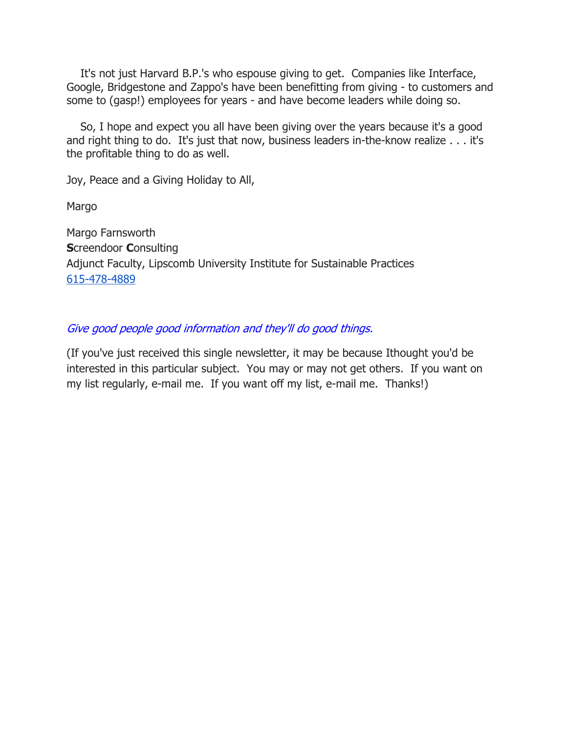It's not just Harvard B.P.'s who espouse giving to get. Companies like Interface, Google, Bridgestone and Zappo's have been benefitting from giving - to customers and some to (gasp!) employees for years - and have become leaders while doing so.

So, I hope and expect you all have been giving over the years because it's a good and right thing to do. It's just that now, business leaders in-the-know realize . . . it's the profitable thing to do as well.

Joy, Peace and a Giving Holiday to All,

Margo

Margo Farnsworth
**S**creendoor **C**onsulting
Adjunct Faculty, Lipscomb University Institute for Sustainable Practices
615-478-4889

*Give good people good information and they'll do good things.*

(If you've just received this single newsletter, it may be because Ithought you'd be interested in this particular subject. You may or may not get others. If you want on my list regularly, e-mail me. If you want off my list, e-mail me. Thanks!)